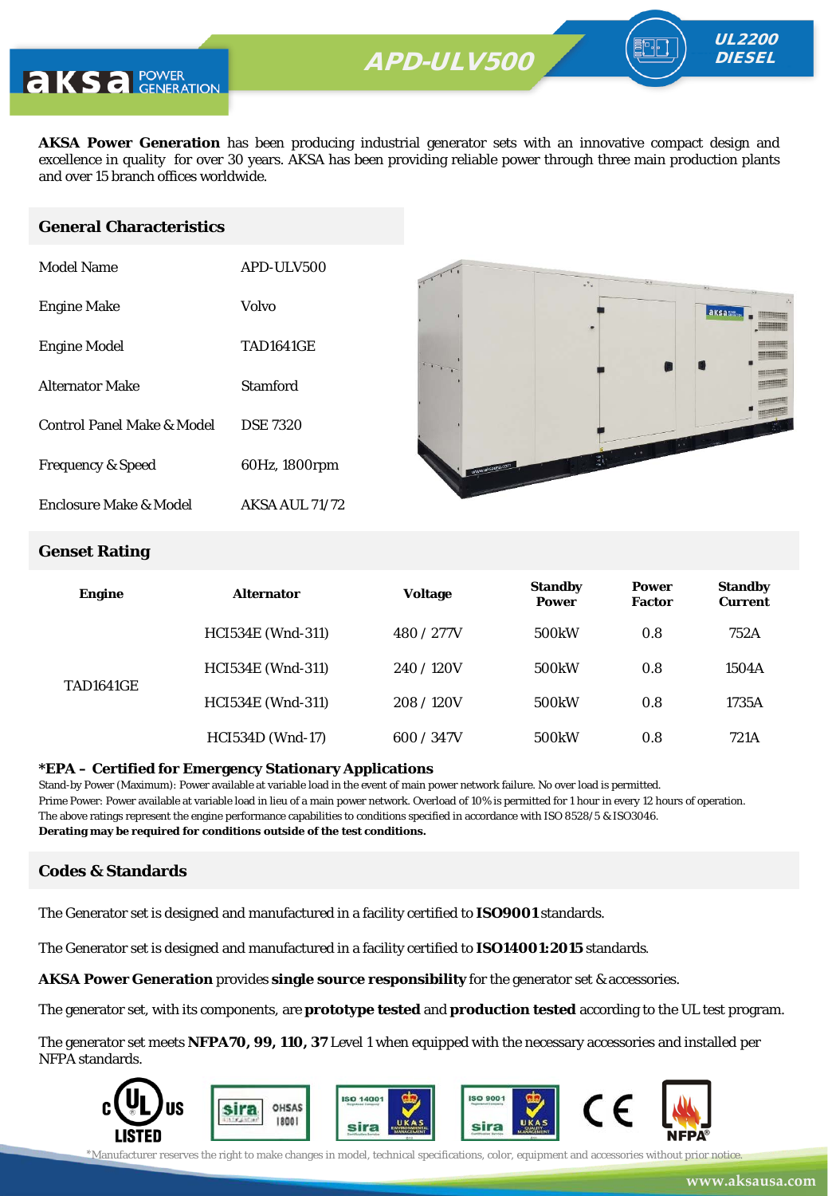# APD-ULV500

**UL2200 DIESEL**

**AKSA Power Generation** has been producing industrial generator sets with an innovative compact design and excellence in quality for over 30 years. AKSA has been providing reliable power through three main production plants and over 15 branch offices worldwide.

## General Characteristics

| | |
|---|---|
| Model Name | APD-ULV500 |
| Engine Make | Volvo |
| Engine Model | TAD1641GE |
| Alternator Make | Stamford |
| Control Panel Make & Model | DSE 7320 |
| Frequency & Speed | 60Hz, 1800rpm |
| Enclosure Make & Model | AKSA AUL 71/72 |

## Genset Rating

| Engine | Alternator | Voltage | Standby Power | Power Factor | Standby Current |
|---|---|---|---|---|---|
| TAD1641GE | HCI534E (Wnd-311) | 480 / 277V | 500kW | 0.8 | 752A |
| | HCI534E (Wnd-311) | 240 / 120V | 500kW | 0.8 | 1504A |
| | HCI534E (Wnd-311) | 208 / 120V | 500kW | 0.8 | 1735A |
| | HCI534D (Wnd-17) | 600 / 347V | 500kW | 0.8 | 721A |

**\*EPA – Certified for Emergency Stationary Applications**

Stand-by Power (Maximum): Power available at variable load in the event of main power network failure. No over load is permitted.
Prime Power: Power available at variable load in lieu of a main power network. Overload of 10% is permitted for 1 hour in every 12 hours of operation.
The above ratings represent the engine performance capabilities to conditions specified in accordance with ISO 8528/5 & ISO3046.
**Derating may be required for conditions outside of the test conditions.**

## Codes & Standards

The Generator set is designed and manufactured in a facility certified to **ISO9001** standards.

The Generator set is designed and manufactured in a facility certified to **ISO14001:2015** standards.

**AKSA Power Generation** provides **single source responsibility** for the generator set & accessories.

The generator set, with its components, are **prototype tested** and **production tested** according to the UL test program.

The generator set meets **NFPA70, 99, 110, 37** Level 1 when equipped with the necessary accessories and installed per NFPA standards.

*Manufacturer reserves the right to make changes in model, technical specifications, color, equipment and accessories without prior notice.

www.aksausa.com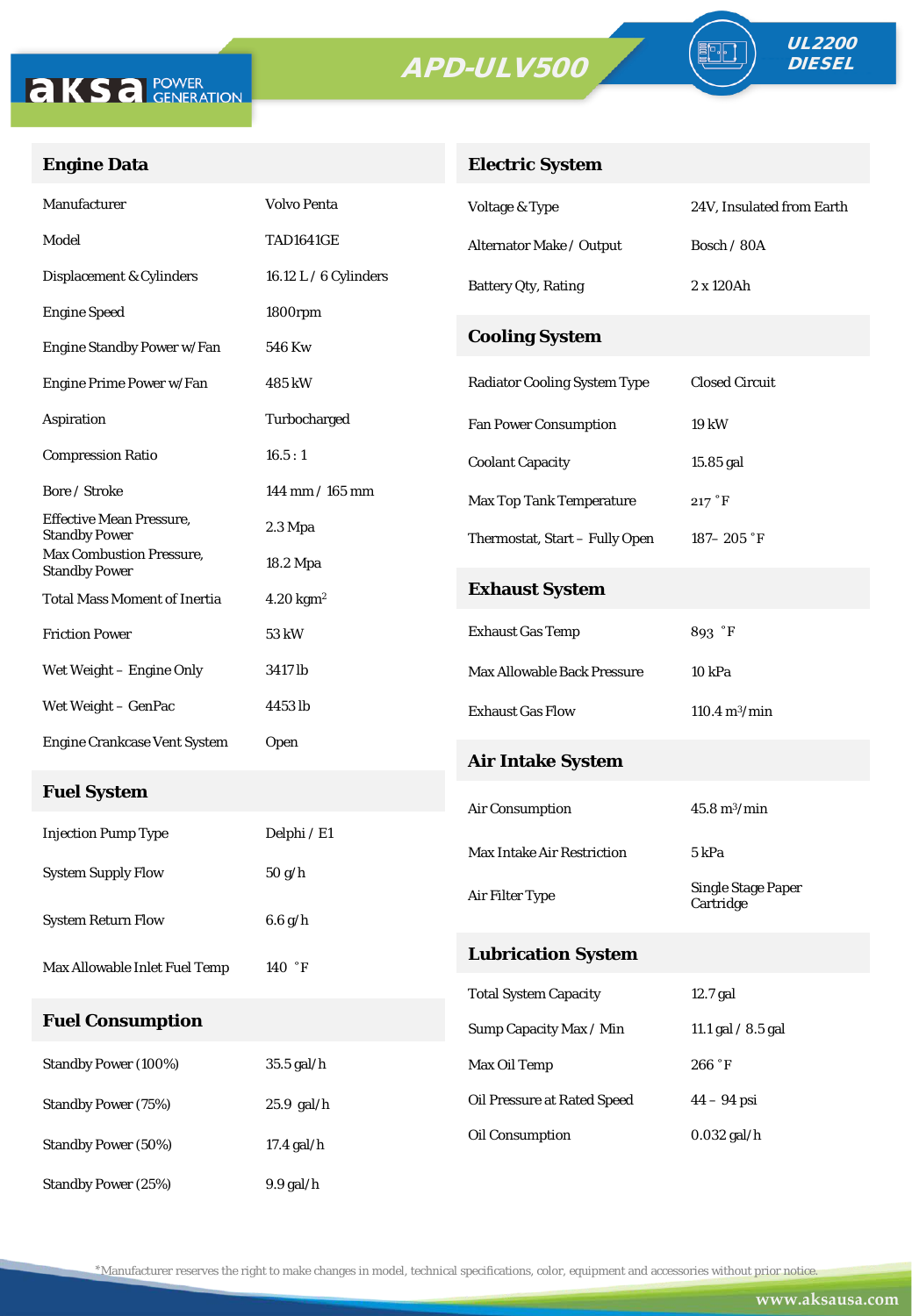# APD-ULV500

UL2200 DIESEL

## Engine Data

| | |
|---|---|
| Manufacturer | Volvo Penta |
| Model | TAD1641GE |
| Displacement & Cylinders | 16.12 L / 6 Cylinders |
| Engine Speed | 1800rpm |
| Engine Standby Power w/Fan | 546 Kw |
| Engine Prime Power w/Fan | 485 kW |
| Aspiration | Turbocharged |
| Compression Ratio | 16.5 : 1 |
| Bore / Stroke | 144 mm / 165 mm |
| Effective Mean Pressure, Standby Power | 2.3 Mpa |
| Max Combustion Pressure, Standby Power | 18.2 Mpa |
| Total Mass Moment of Inertia | 4.20 kgm$^2$ |
| Friction Power | 53 kW |
| Wet Weight – Engine Only | 3417 lb |
| Wet Weight – GenPac | 4453 lb |
| Engine Crankcase Vent System | Open |

## Fuel System

| | |
|---|---|
| Injection Pump Type | Delphi / E1 |
| System Supply Flow | 50 g/h |
| System Return Flow | 6.6 g/h |
| Max Allowable Inlet Fuel Temp | 140 ˚F |

## Fuel Consumption

| | |
|---|---|
| Standby Power (100%) | 35.5 gal/h |
| Standby Power (75%) | 25.9 gal/h |
| Standby Power (50%) | 17.4 gal/h |
| Standby Power (25%) | 9.9 gal/h |

## Electric System

| | |
|---|---|
| Voltage & Type | 24V, Insulated from Earth |
| Alternator Make / Output | Bosch / 80A |
| Battery Qty, Rating | 2 x 120Ah |

## Cooling System

| | |
|---|---|
| Radiator Cooling System Type | Closed Circuit |
| Fan Power Consumption | 19 kW |
| Coolant Capacity | 15.85 gal |
| Max Top Tank Temperature | 217 ˚F |
| Thermostat, Start – Fully Open | 187– 205 ˚F |

## Exhaust System

| | |
|---|---|
| Exhaust Gas Temp | 893 ˚F |
| Max Allowable Back Pressure | 10 kPa |
| Exhaust Gas Flow | 110.4 m$^3$/min |

## Air Intake System

| | |
|---|---|
| Air Consumption | 45.8 m$^3$/min |
| Max Intake Air Restriction | 5 kPa |
| Air Filter Type | Single Stage Paper Cartridge |

## Lubrication System

| | |
|---|---|
| Total System Capacity | 12.7 gal |
| Sump Capacity Max / Min | 11.1 gal / 8.5 gal |
| Max Oil Temp | 266 ˚F |
| Oil Pressure at Rated Speed | 44 – 94 psi |
| Oil Consumption | 0.032 gal/h |

*Manufacturer reserves the right to make changes in model, technical specifications, color, equipment and accessories without prior notice.

www.aksausa.com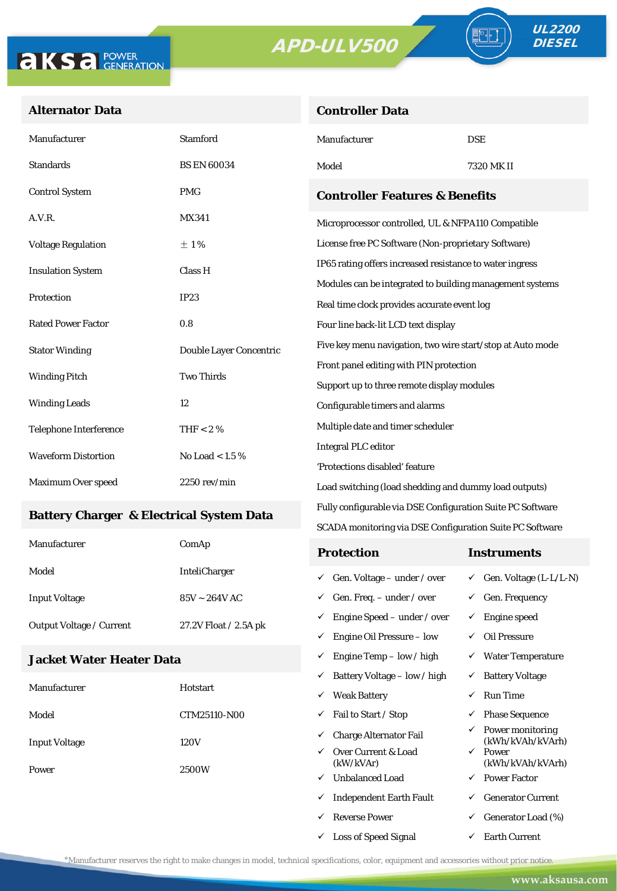aksa POWER GENERATION

# APD-ULV500

UL2200 DIESEL

## Alternator Data

| | |
|---|---|
| Manufacturer | Stamford |
| Standards | BS EN 60034 |
| Control System | PMG |
| A.V.R. | MX341 |
| Voltage Regulation | ± 1% |
| Insulation System | Class H |
| Protection | IP23 |
| Rated Power Factor | 0.8 |
| Stator Winding | Double Layer Concentric |
| Winding Pitch | Two Thirds |
| Winding Leads | 12 |
| Telephone Interference | THF < 2 % |
| Waveform Distortion | No Load < 1.5 % |
| Maximum Over speed | 2250 rev/min |

## Battery Charger & Electrical System Data

| | |
|---|---|
| Manufacturer | ComAp |
| Model | InteliCharger |
| Input Voltage | 85V ~ 264V AC |
| Output Voltage / Current | 27.2V Float / 2.5A pk |

## Jacket Water Heater Data

| | |
|---|---|
| Manufacturer | Hotstart |
| Model | CTM25110-N00 |
| Input Voltage | 120V |
| Power | 2500W |

## Controller Data

| | |
|---|---|
| Manufacturer | DSE |
| Model | 7320 MK II |

## Controller Features & Benefits

- Microprocessor controlled, UL & NFPA110 Compatible
- License free PC Software (Non-proprietary Software)
- IP65 rating offers increased resistance to water ingress
- Modules can be integrated to building management systems
- Real time clock provides accurate event log
- Four line back-lit LCD text display
- Five key menu navigation, two wire start/stop at Auto mode
- Front panel editing with PIN protection
- Support up to three remote display modules
- Configurable timers and alarms
- Multiple date and timer scheduler
- Integral PLC editor
- 'Protections disabled' feature
- Load switching (load shedding and dummy load outputs)
- Fully configurable via DSE Configuration Suite PC Software
- SCADA monitoring via DSE Configuration Suite PC Software

| Protection | Instruments |
|---|---|
| ✓ Gen. Voltage – under / over | ✓ Gen. Voltage (L-L/L-N) |
| ✓ Gen. Freq. – under / over | ✓ Gen. Frequency |
| ✓ Engine Speed – under / over | ✓ Engine speed |
| ✓ Engine Oil Pressure – low | ✓ Oil Pressure |
| ✓ Engine Temp – low / high | ✓ Water Temperature |
| ✓ Battery Voltage – low / high | ✓ Battery Voltage |
| ✓ Weak Battery | ✓ Run Time |
| ✓ Fail to Start / Stop | ✓ Phase Sequence |
| ✓ Charge Alternator Fail | ✓ Power monitoring (kWh/kVAh/kVArh) |
| ✓ Over Current & Load (kW/kVAr) | ✓ Power (kWh/kVAh/kVArh) |
| ✓ Unbalanced Load | ✓ Power Factor |
| ✓ Independent Earth Fault | ✓ Generator Current |
| ✓ Reverse Power | ✓ Generator Load (%) |
| ✓ Loss of Speed Signal | ✓ Earth Current |

*Manufacturer reserves the right to make changes in model, technical specifications, color, equipment and accessories without prior notice.

www.aksausa.com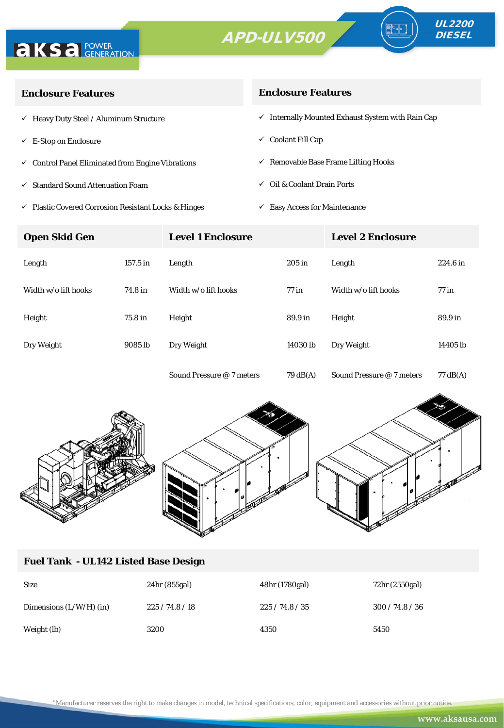# APD-ULV500

UL2200 DIESEL

## Enclosure Features

- ✓ Heavy Duty Steel / Aluminum Structure
- ✓ E-Stop on Enclosure
- ✓ Control Panel Eliminated from Engine Vibrations
- ✓ Standard Sound Attenuation Foam
- ✓ Plastic Covered Corrosion Resistant Locks & Hinges

## Enclosure Features

- ✓ Internally Mounted Exhaust System with Rain Cap
- ✓ Coolant Fill Cap
- ✓ Removable Base Frame Lifting Hooks
- ✓ Oil & Coolant Drain Ports
- ✓ Easy Access for Maintenance

| Open Skid Gen | | Level 1 Enclosure | | Level 2 Enclosure | |
|---|---|---|---|---|---|
| Length | 157.5 in | Length | 205 in | Length | 224.6 in |
| Width w/o lift hooks | 74.8 in | Width w/o lift hooks | 77 in | Width w/o lift hooks | 77 in |
| Height | 75.8 in | Height | 89.9 in | Height | 89.9 in |
| Dry Weight | 9085 lb | Dry Weight | 14030 lb | Dry Weight | 14405 lb |
| | | Sound Pressure @ 7 meters | 79 dB(A) | Sound Pressure @ 7 meters | 77 dB(A) |

## Fuel Tank - UL142 Listed Base Design

| Size | 24hr (855gal) | 48hr (1780gal) | 72hr (2550gal) |
|---|---|---|---|
| Dimensions (L/W/H) (in) | 225 / 74.8 / 18 | 225 / 74.8 / 35 | 300 / 74.8 / 36 |
| Weight (lb) | 3200 | 4350 | 5450 |

*Manufacturer reserves the right to make changes in model, technical specifications, color, equipment and accessories without prior notice.

www.aksausa.com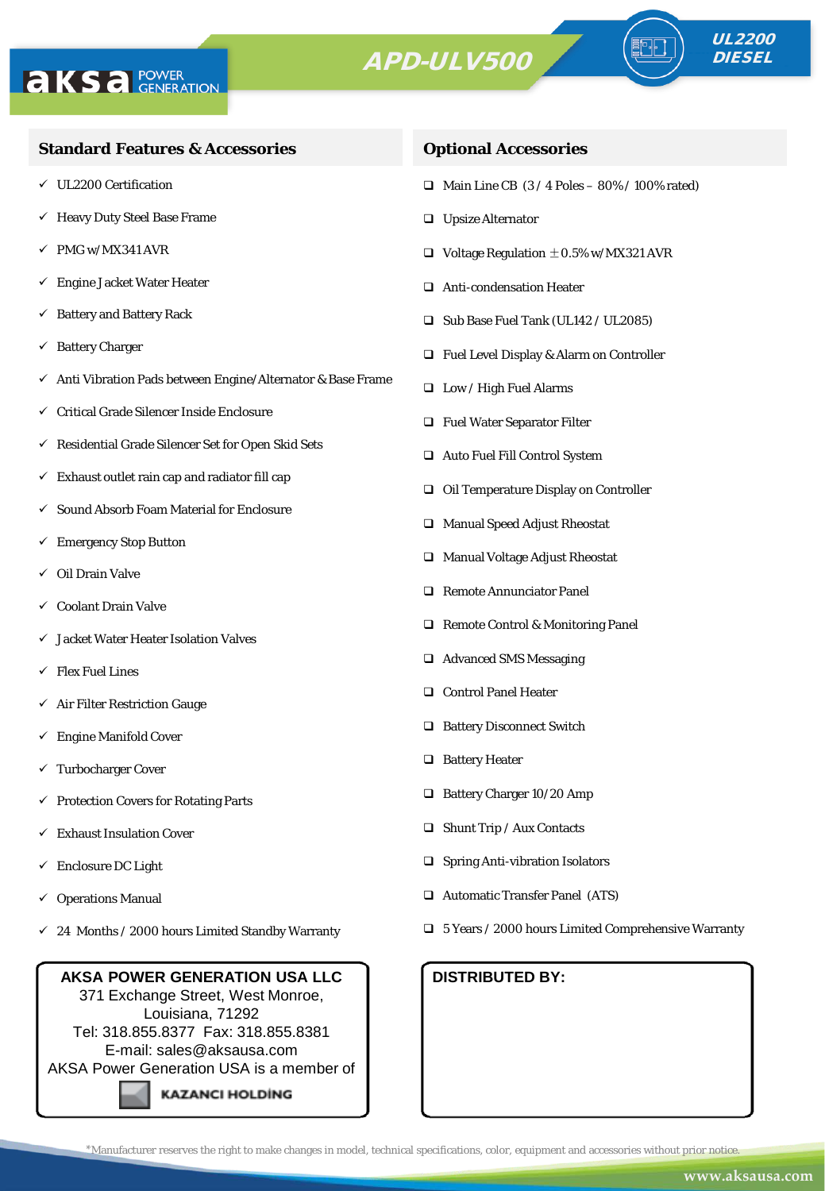aksa POWER GENERATION

# APD-ULV500

UL2200 DIESEL

## Standard Features & Accessories

- ✓ UL2200 Certification
- ✓ Heavy Duty Steel Base Frame
- ✓ PMG w/MX341 AVR
- ✓ Engine Jacket Water Heater
- ✓ Battery and Battery Rack
- ✓ Battery Charger
- ✓ Anti Vibration Pads between Engine/Alternator & Base Frame
- ✓ Critical Grade Silencer Inside Enclosure
- ✓ Residential Grade Silencer Set for Open Skid Sets
- ✓ Exhaust outlet rain cap and radiator fill cap
- ✓ Sound Absorb Foam Material for Enclosure
- ✓ Emergency Stop Button
- ✓ Oil Drain Valve
- ✓ Coolant Drain Valve
- ✓ Jacket Water Heater Isolation Valves
- ✓ Flex Fuel Lines
- ✓ Air Filter Restriction Gauge
- ✓ Engine Manifold Cover
- ✓ Turbocharger Cover
- ✓ Protection Covers for Rotating Parts
- ✓ Exhaust Insulation Cover
- ✓ Enclosure DC Light
- ✓ Operations Manual
- ✓ 24 Months / 2000 hours Limited Standby Warranty

## Optional Accessories

- ❑ Main Line CB (3 / 4 Poles – 80% / 100% rated)
- ❑ Upsize Alternator
- ❑ Voltage Regulation ±0.5% w/MX321 AVR
- ❑ Anti-condensation Heater
- ❑ Sub Base Fuel Tank (UL142 / UL2085)
- ❑ Fuel Level Display & Alarm on Controller
- ❑ Low / High Fuel Alarms
- ❑ Fuel Water Separator Filter
- ❑ Auto Fuel Fill Control System
- ❑ Oil Temperature Display on Controller
- ❑ Manual Speed Adjust Rheostat
- ❑ Manual Voltage Adjust Rheostat
- ❑ Remote Annunciator Panel
- ❑ Remote Control & Monitoring Panel
- ❑ Advanced SMS Messaging
- ❑ Control Panel Heater
- ❑ Battery Disconnect Switch
- ❑ Battery Heater
- ❑ Battery Charger 10/20 Amp
- ❑ Shunt Trip / Aux Contacts
- ❑ Spring Anti-vibration Isolators
- ❑ Automatic Transfer Panel (ATS)
- ❑ 5 Years / 2000 hours Limited Comprehensive Warranty

**AKSA POWER GENERATION USA LLC**
371 Exchange Street, West Monroe,
Louisiana, 71292
Tel: 318.855.8377 Fax: 318.855.8381
E-mail: sales@aksausa.com
AKSA Power Generation USA is a member of
KAZANCI HOLDİNG

**DISTRIBUTED BY:**

*Manufacturer reserves the right to make changes in model, technical specifications, color, equipment and accessories without prior notice.

www.aksausa.com